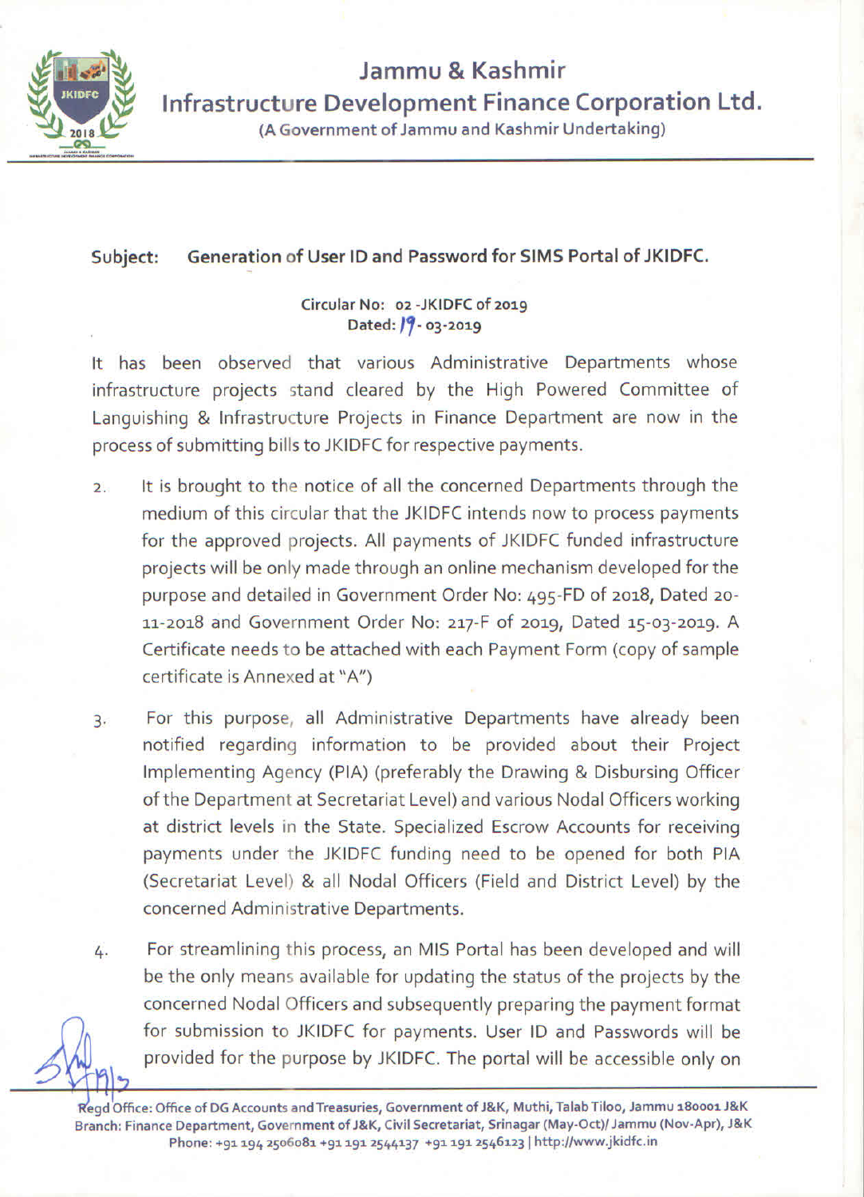# Jammu & Kashmir Infrastructure Development Finance Corporation Ltd.

(A Government of Jammu and Kashmir Undertaking)

**Subject: Generation of User ID and Password for SIMS Portal of JKIDFC.**

Circular No: 02 -JKIDFC of 2019
Dated: 19- 03-2019

It has been observed that various Administrative Departments whose infrastructure projects stand cleared by the High Powered Committee of Languishing & Infrastructure Projects in Finance Department are now in the process of submitting bills to JKIDFC for respective payments.

2. It is brought to the notice of all the concerned Departments through the medium of this circular that the JKIDFC intends now to process payments for the approved projects. All payments of JKIDFC funded infrastructure projects will be only made through an online mechanism developed for the purpose and detailed in Government Order No: 495-FD of 2018, Dated 20-11-2018 and Government Order No: 217-F of 2019, Dated 15-03-2019. A Certificate needs to be attached with each Payment Form (copy of sample certificate is Annexed at "A")

3. For this purpose, all Administrative Departments have already been notified regarding information to be provided about their Project Implementing Agency (PIA) (preferably the Drawing & Disbursing Officer of the Department at Secretariat Level) and various Nodal Officers working at district levels in the State. Specialized Escrow Accounts for receiving payments under the JKIDFC funding need to be opened for both PIA (Secretariat Level) & all Nodal Officers (Field and District Level) by the concerned Administrative Departments.

4. For streamlining this process, an MIS Portal has been developed and will be the only means available for updating the status of the projects by the concerned Nodal Officers and subsequently preparing the payment format for submission to JKIDFC for payments. User ID and Passwords will be provided for the purpose by JKIDFC. The portal will be accessible only on

Regd Office: Office of DG Accounts and Treasuries, Government of J&K, Muthi, Talab Tiloo, Jammu 180001 J&K
Branch: Finance Department, Government of J&K, Civil Secretariat, Srinagar (May-Oct)/ Jammu (Nov-Apr), J&K
Phone: +91 194 2506081 +91 191 2544137 +91 191 2546123 | http://www.jkidfc.in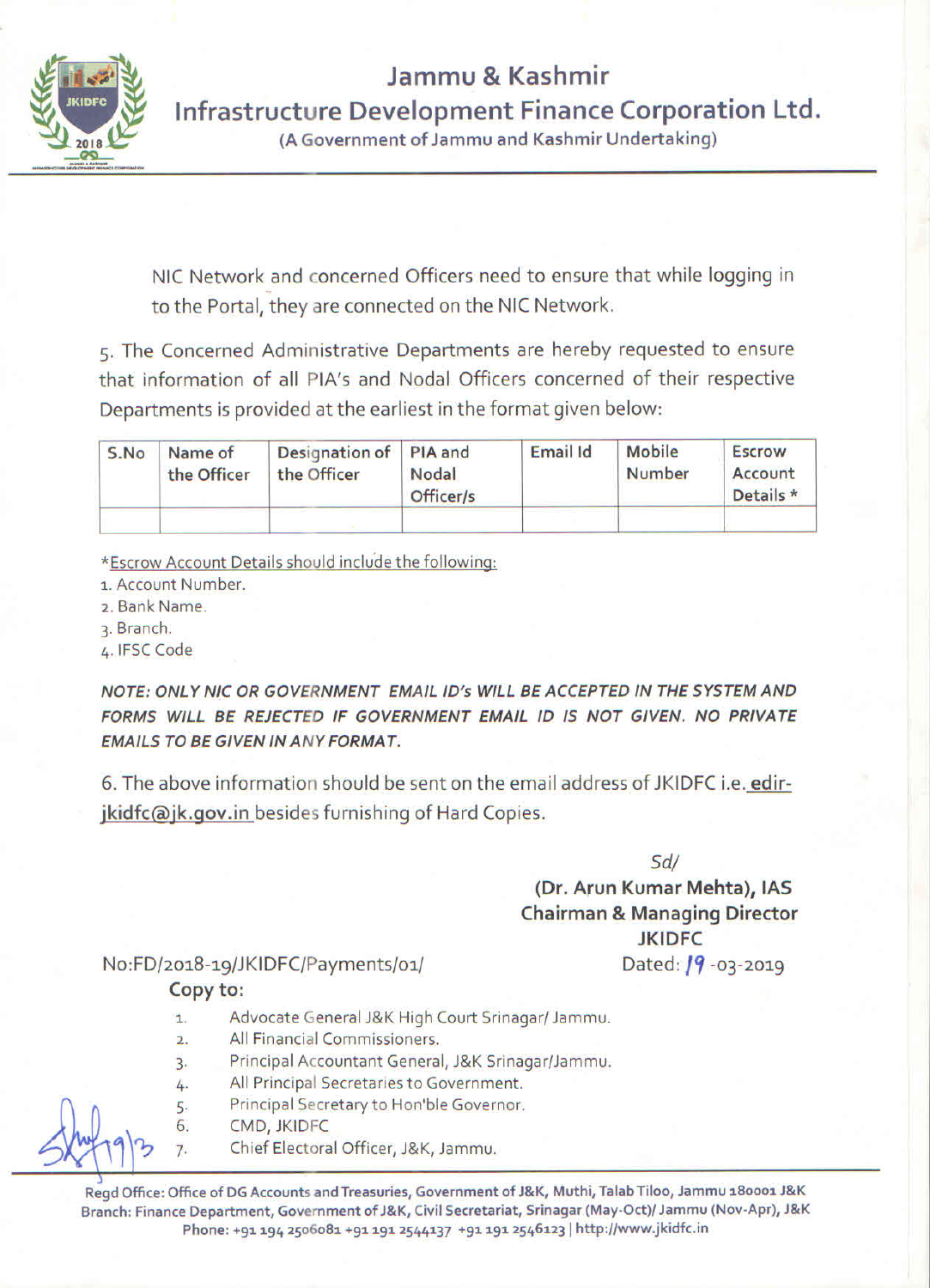NIC Network and concerned Officers need to ensure that while logging in to the Portal, they are connected on the NIC Network.

5. The Concerned Administrative Departments are hereby requested to ensure that information of all PIA's and Nodal Officers concerned of their respective Departments is provided at the earliest in the format given below:

| S.No | Name of the Officer | Designation of the Officer | PIA and Nodal Officer/s | Email Id | Mobile Number | Escrow Account Details * |
|---|---|---|---|---|---|---|
| | | | | | | |

*Escrow Account Details should include the following:

1. Account Number.
2. Bank Name.
3. Branch.
4. IFSC Code

***NOTE: ONLY NIC OR GOVERNMENT EMAIL ID's WILL BE ACCEPTED IN THE SYSTEM AND FORMS WILL BE REJECTED IF GOVERNMENT EMAIL ID IS NOT GIVEN. NO PRIVATE EMAILS TO BE GIVEN IN ANY FORMAT.***

6. The above information should be sent on the email address of JKIDFC i.e. edir-jkidfc@jk.gov.in besides furnishing of Hard Copies.

Sd/

**(Dr. Arun Kumar Mehta), IAS**
**Chairman & Managing Director**
**JKIDFC**

No:FD/2018-19/JKIDFC/Payments/01/ Dated: 19-03-2019

**Copy to:**

1. Advocate General J&K High Court Srinagar/ Jammu.
2. All Financial Commissioners.
3. Principal Accountant General, J&K Srinagar/Jammu.
4. All Principal Secretaries to Government.
5. Principal Secretary to Hon'ble Governor.
6. CMD, JKIDFC
7. Chief Electoral Officer, J&K, Jammu.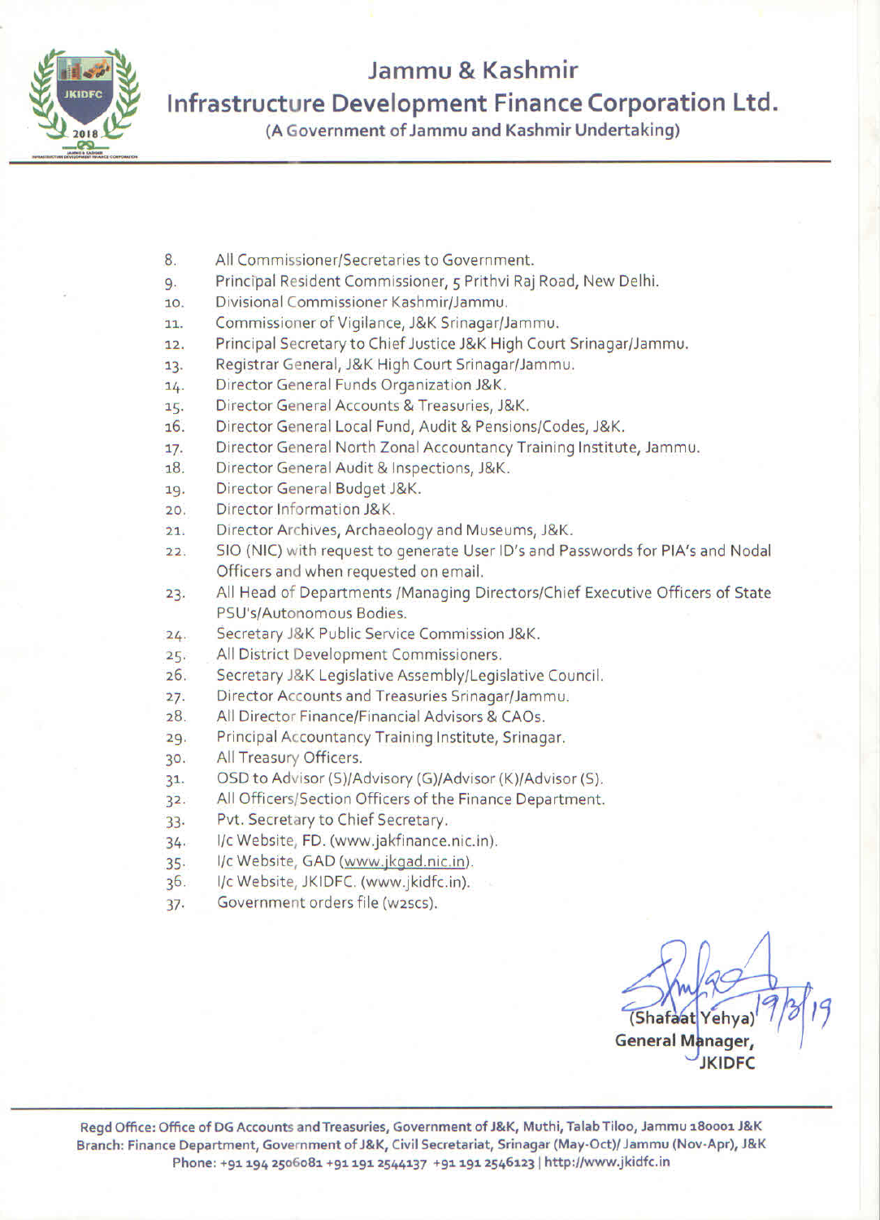# Jammu & Kashmir

## Infrastructure Development Finance Corporation Ltd.

**(A Government of Jammu and Kashmir Undertaking)**

8. All Commissioner/Secretaries to Government.
9. Principal Resident Commissioner, 5 Prithvi Raj Road, New Delhi.
10. Divisional Commissioner Kashmir/Jammu.
11. Commissioner of Vigilance, J&K Srinagar/Jammu.
12. Principal Secretary to Chief Justice J&K High Court Srinagar/Jammu.
13. Registrar General, J&K High Court Srinagar/Jammu.
14. Director General Funds Organization J&K.
15. Director General Accounts & Treasuries, J&K.
16. Director General Local Fund, Audit & Pensions/Codes, J&K.
17. Director General North Zonal Accountancy Training Institute, Jammu.
18. Director General Audit & Inspections, J&K.
19. Director General Budget J&K.
20. Director Information J&K.
21. Director Archives, Archaeology and Museums, J&K.
22. SIO (NIC) with request to generate User ID's and Passwords for PIA's and Nodal Officers and when requested on email.
23. All Head of Departments /Managing Directors/Chief Executive Officers of State PSU's/Autonomous Bodies.
24. Secretary J&K Public Service Commission J&K.
25. All District Development Commissioners.
26. Secretary J&K Legislative Assembly/Legislative Council.
27. Director Accounts and Treasuries Srinagar/Jammu.
28. All Director Finance/Financial Advisors & CAOs.
29. Principal Accountancy Training Institute, Srinagar.
30. All Treasury Officers.
31. OSD to Advisor (S)/Advisory (G)/Advisor (K)/Advisor (S).
32. All Officers/Section Officers of the Finance Department.
33. Pvt. Secretary to Chief Secretary.
34. I/c Website, FD. (www.jakfinance.nic.in).
35. I/c Website, GAD (www.jkgad.nic.in).
36. I/c Website, JKIDFC. (www.jkidfc.in).
37. Government orders file (w2scs).

19/3/19

(Shafaat Yehya)
**General Manager,**
**JKIDFC**

**Regd Office: Office of DG Accounts and Treasuries, Government of J&K, Muthi, Talab Tiloo, Jammu 180001 J&K**
**Branch: Finance Department, Government of J&K, Civil Secretariat, Srinagar (May-Oct)/ Jammu (Nov-Apr), J&K**
**Phone: +91 194 2506081 +91 191 2544137 +91 191 2546123 | http://www.jkidfc.in**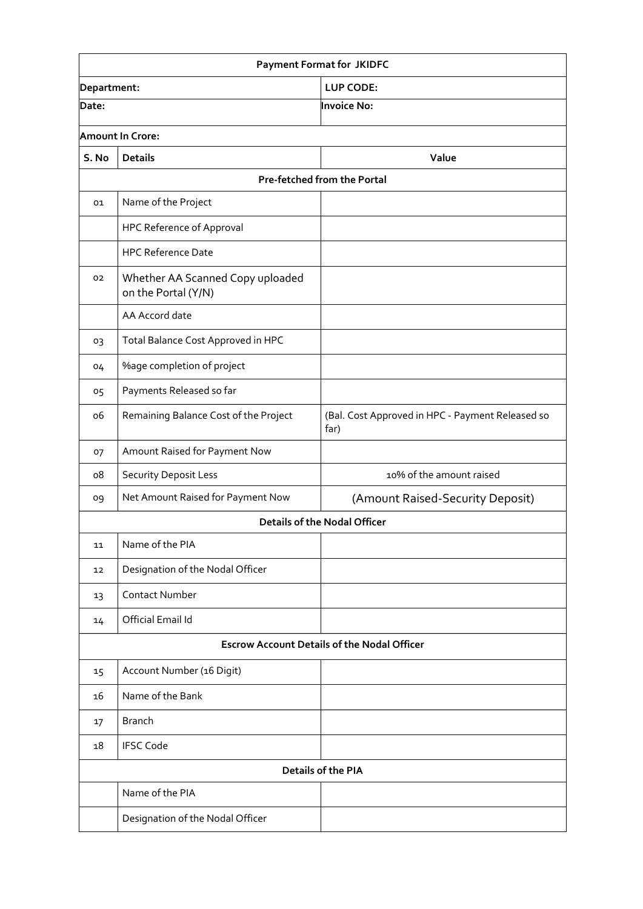| Payment Format for JKIDFC | | |
|---|---|---|
| **Department:** | | **LUP CODE:** |
| **Date:** | | **Invoice No:** |
| **Amount In Crore:** | | |
| **S. No** | **Details** | **Value** |
| **Pre-fetched from the Portal** | | |
| 01 | Name of the Project | |
| | HPC Reference of Approval | |
| | HPC Reference Date | |
| 02 | Whether AA Scanned Copy uploaded on the Portal (Y/N) | |
| | AA Accord date | |
| 03 | Total Balance Cost Approved in HPC | |
| 04 | %age completion of project | |
| 05 | Payments Released so far | |
| 06 | Remaining Balance Cost of the Project | (Bal. Cost Approved in HPC - Payment Released so far) |
| 07 | Amount Raised for Payment Now | |
| 08 | Security Deposit Less | 10% of the amount raised |
| 09 | Net Amount Raised for Payment Now | (Amount Raised-Security Deposit) |
| **Details of the Nodal Officer** | | |
| 11 | Name of the PIA | |
| 12 | Designation of the Nodal Officer | |
| 13 | Contact Number | |
| 14 | Official Email Id | |
| **Escrow Account Details of the Nodal Officer** | | |
| 15 | Account Number (16 Digit) | |
| 16 | Name of the Bank | |
| 17 | Branch | |
| 18 | IFSC Code | |
| **Details of the PIA** | | |
| | Name of the PIA | |
| | Designation of the Nodal Officer | |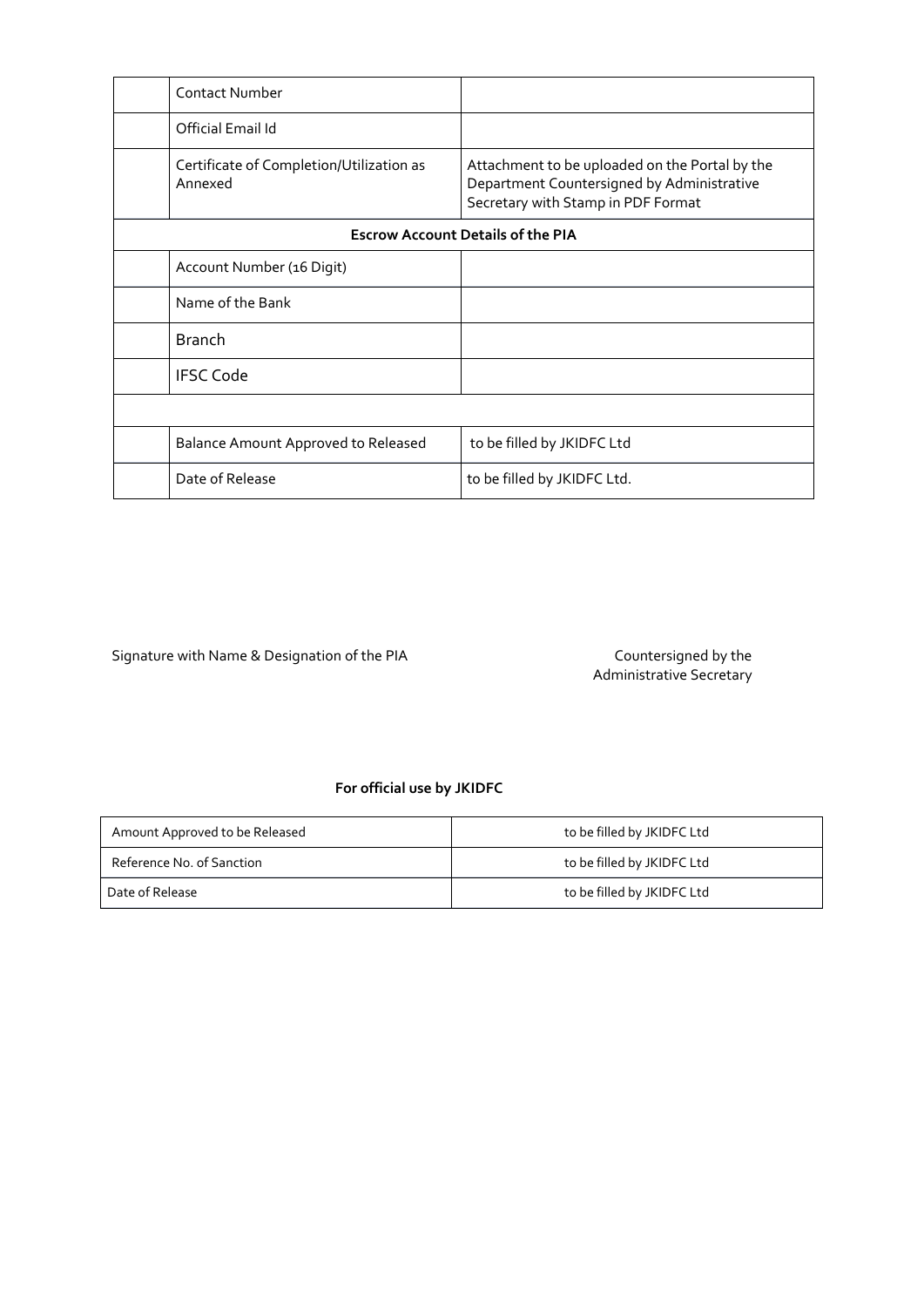| | | |
|---|---|---|
| | Contact Number | |
| | Official Email Id | |
| | Certificate of Completion/Utilization as Annexed | Attachment to be uploaded on the Portal by the Department Countersigned by Administrative Secretary with Stamp in PDF Format |
| **Escrow Account Details of the PIA** | | |
| | Account Number (16 Digit) | |
| | Name of the Bank | |
| | Branch | |
| | IFSC Code | |
| | | |
| | Balance Amount Approved to Released | to be filled by JKIDFC Ltd |
| | Date of Release | to be filled by JKIDFC Ltd. |

Signature with Name & Designation of the PIA

Countersigned by the Administrative Secretary

**For official use by JKIDFC**

| | |
|---|---|
| Amount Approved to be Released | to be filled by JKIDFC Ltd |
| Reference No. of Sanction | to be filled by JKIDFC Ltd |
| Date of Release | to be filled by JKIDFC Ltd |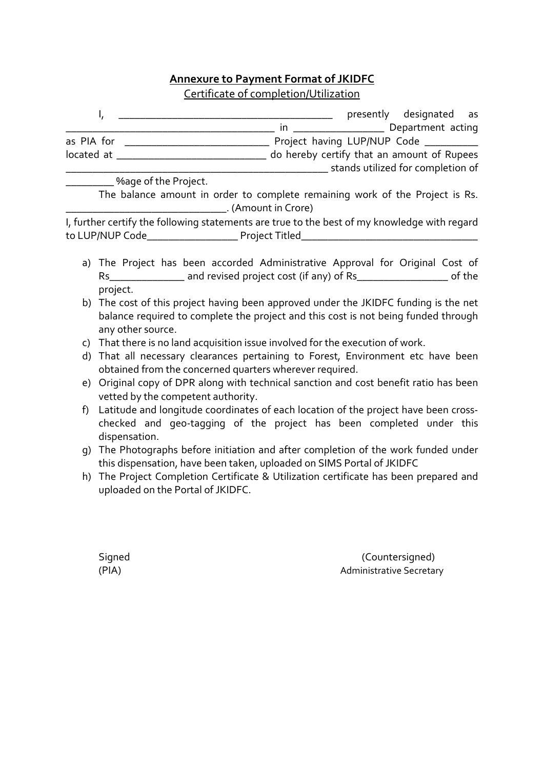**Annexure to Payment Format of JKIDFC**

Certificate of completion/Utilization

I, _______________________________________ presently designated as _____________________________________ in ________________ Department acting as PIA for __________________________ Project having LUP/NUP Code __________ located at ___________________________ do hereby certify that an amount of Rupees _______________________________________________ stands utilized for completion of _________ %age of the Project.

The balance amount in order to complete remaining work of the Project is Rs. _____________________________. (Amount in Crore)

I, further certify the following statements are true to the best of my knowledge with regard to LUP/NUP Code________________ Project Titled________________________________

a) The Project has been accorded Administrative Approval for Original Cost of Rs_____________ and revised project cost (if any) of Rs________________ of the project.
b) The cost of this project having been approved under the JKIDFC funding is the net balance required to complete the project and this cost is not being funded through any other source.
c) That there is no land acquisition issue involved for the execution of work.
d) That all necessary clearances pertaining to Forest, Environment etc have been obtained from the concerned quarters wherever required.
e) Original copy of DPR along with technical sanction and cost benefit ratio has been vetted by the competent authority.
f) Latitude and longitude coordinates of each location of the project have been cross-checked and geo-tagging of the project has been completed under this dispensation.
g) The Photographs before initiation and after completion of the work funded under this dispensation, have been taken, uploaded on SIMS Portal of JKIDFC
h) The Project Completion Certificate & Utilization certificate has been prepared and uploaded on the Portal of JKIDFC.

Signed
(PIA)

(Countersigned)
Administrative Secretary